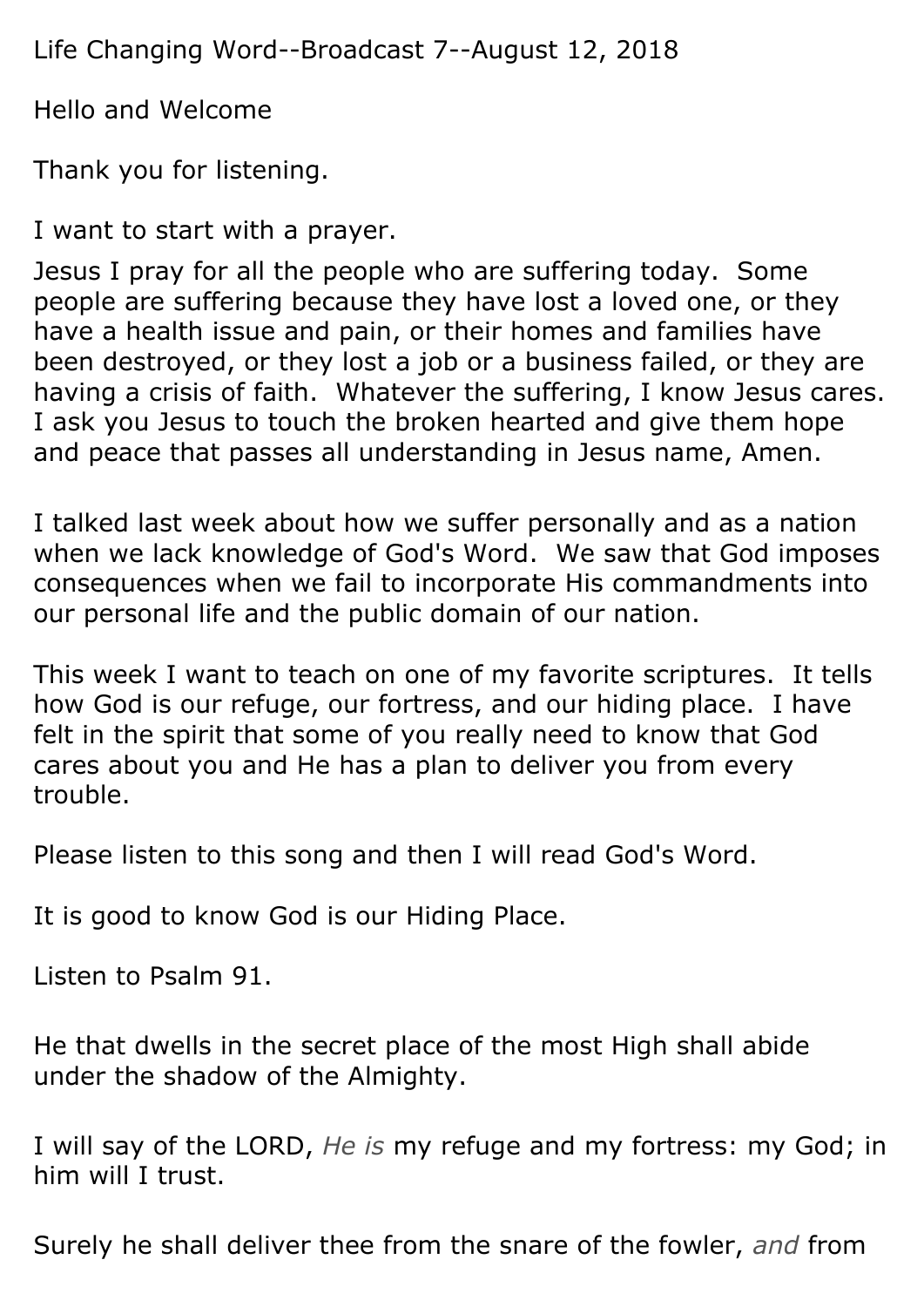Life Changing Word--Broadcast 7--August 12, 2018

Hello and Welcome

Thank you for listening.

I want to start with a prayer.

Jesus I pray for all the people who are suffering today. Some people are suffering because they have lost a loved one, or they have a health issue and pain, or their homes and families have been destroyed, or they lost a job or a business failed, or they are having a crisis of faith. Whatever the suffering, I know Jesus cares. I ask you Jesus to touch the broken hearted and give them hope and peace that passes all understanding in Jesus name, Amen.

I talked last week about how we suffer personally and as a nation when we lack knowledge of God's Word. We saw that God imposes consequences when we fail to incorporate His commandments into our personal life and the public domain of our nation.

This week I want to teach on one of my favorite scriptures. It tells how God is our refuge, our fortress, and our hiding place. I have felt in the spirit that some of you really need to know that God cares about you and He has a plan to deliver you from every trouble.

Please listen to this song and then I will read God's Word.

It is good to know God is our Hiding Place.

Listen to Psalm 91.

He that dwells in the secret place of the most High shall abide under the shadow of the Almighty.

I will say of the LORD, *He is* my refuge and my fortress: my God; in him will I trust.

Surely he shall deliver thee from the snare of the fowler, *and* from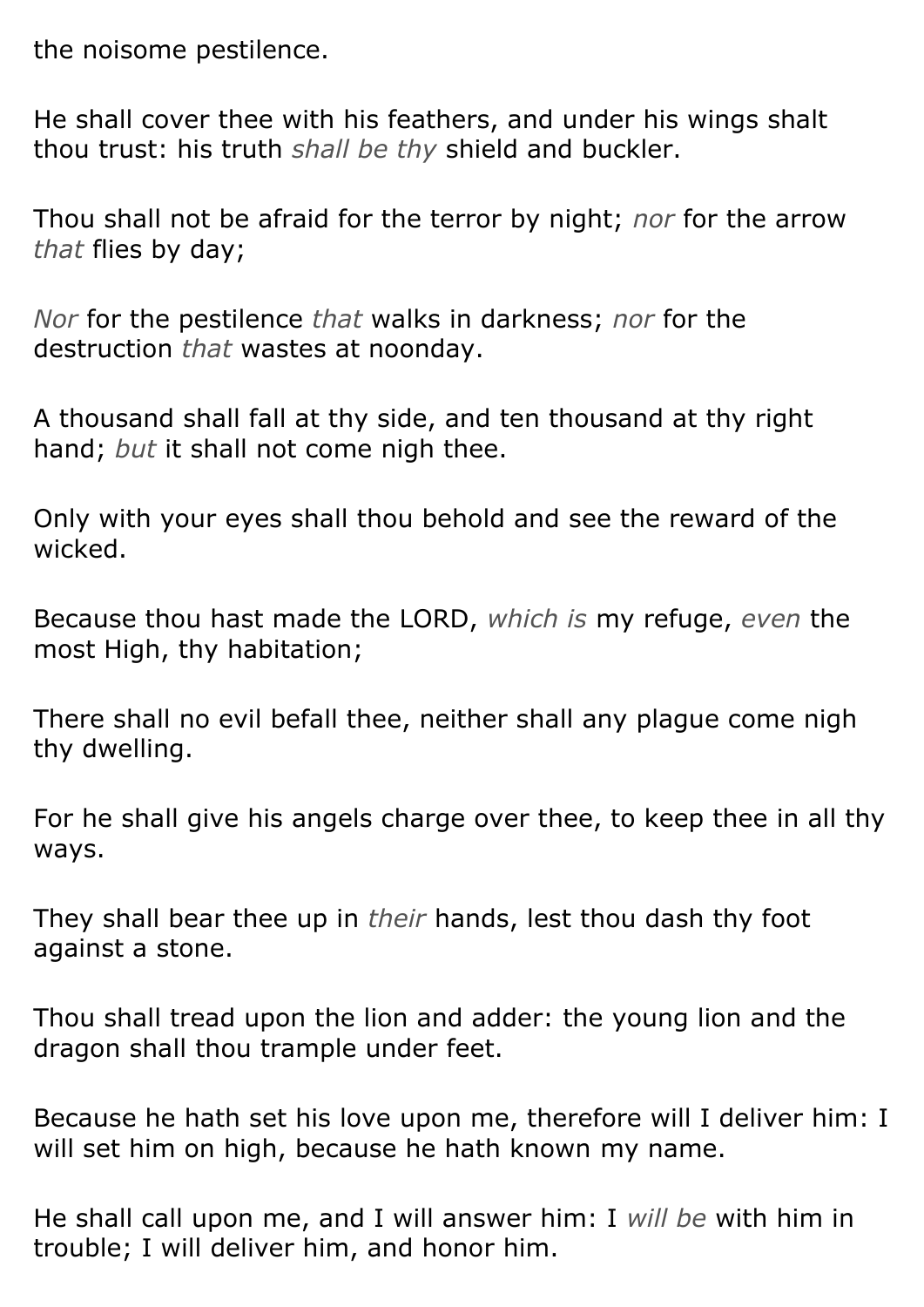the noisome pestilence.

He shall cover thee with his feathers, and under his wings shalt thou trust: his truth *shall be thy* shield and buckler.

Thou shall not be afraid for the terror by night; *nor* for the arrow *that* flies by day;

*Nor* for the pestilence *that* walks in darkness; *nor* for the destruction *that* wastes at noonday.

A thousand shall fall at thy side, and ten thousand at thy right hand; *but* it shall not come nigh thee.

Only with your eyes shall thou behold and see the reward of the wicked.

Because thou hast made the LORD, *which is* my refuge, *even* the most High, thy habitation;

There shall no evil befall thee, neither shall any plague come nigh thy dwelling.

For he shall give his angels charge over thee, to keep thee in all thy ways.

They shall bear thee up in *their* hands, lest thou dash thy foot against a stone.

Thou shall tread upon the lion and adder: the young lion and the dragon shall thou trample under feet.

Because he hath set his love upon me, therefore will I deliver him: I will set him on high, because he hath known my name.

He shall call upon me, and I will answer him: I *will be* with him in trouble; I will deliver him, and honor him.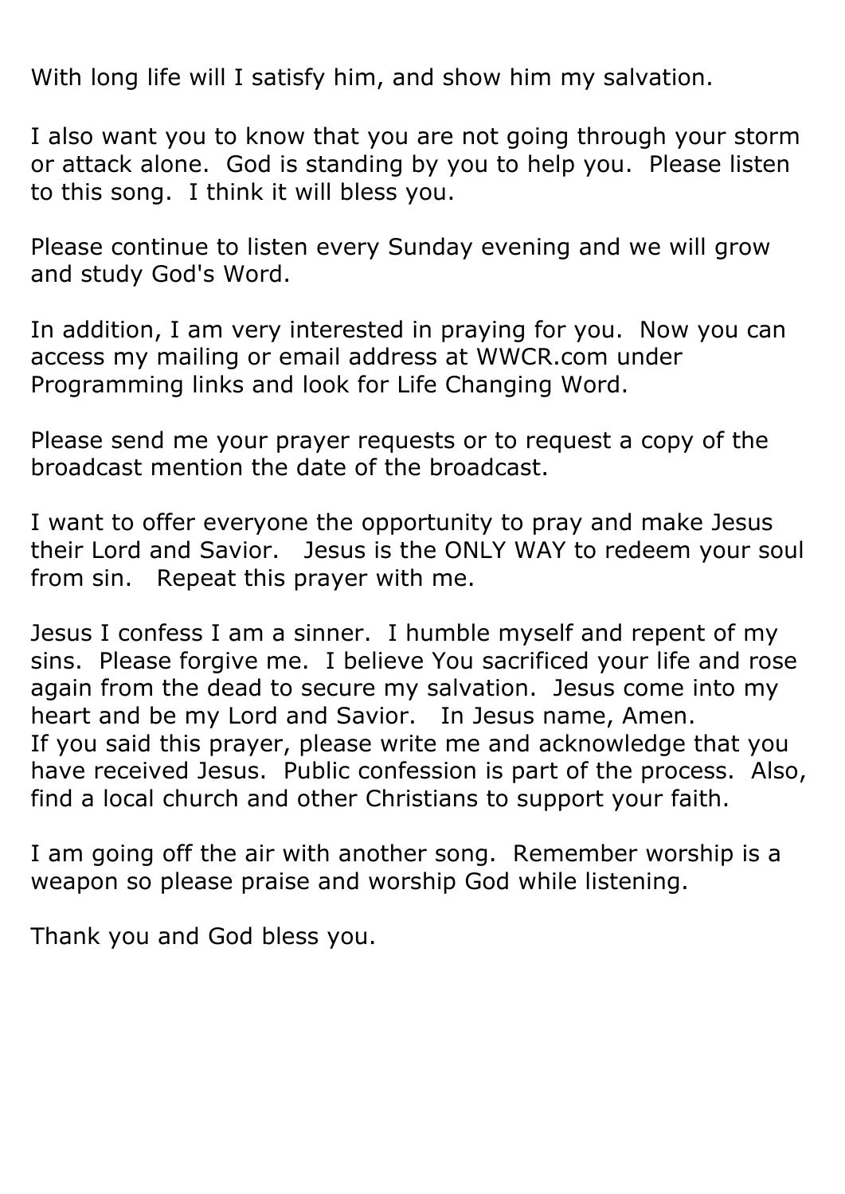With long life will I satisfy him, and show him my salvation.

I also want you to know that you are not going through your storm or attack alone. God is standing by you to help you. Please listen to this song. I think it will bless you.

Please continue to listen every Sunday evening and we will grow and study God's Word.

In addition, I am very interested in praying for you. Now you can access my mailing or email address at WWCR.com under Programming links and look for Life Changing Word.

Please send me your prayer requests or to request a copy of the broadcast mention the date of the broadcast.

I want to offer everyone the opportunity to pray and make Jesus their Lord and Savior. Jesus is the ONLY WAY to redeem your soul from sin. Repeat this prayer with me.

Jesus I confess I am a sinner. I humble myself and repent of my sins. Please forgive me. I believe You sacrificed your life and rose again from the dead to secure my salvation. Jesus come into my heart and be my Lord and Savior. In Jesus name, Amen.
If you said this prayer, please write me and acknowledge that you have received Jesus. Public confession is part of the process. Also, find a local church and other Christians to support your faith.

I am going off the air with another song. Remember worship is a weapon so please praise and worship God while listening.

Thank you and God bless you.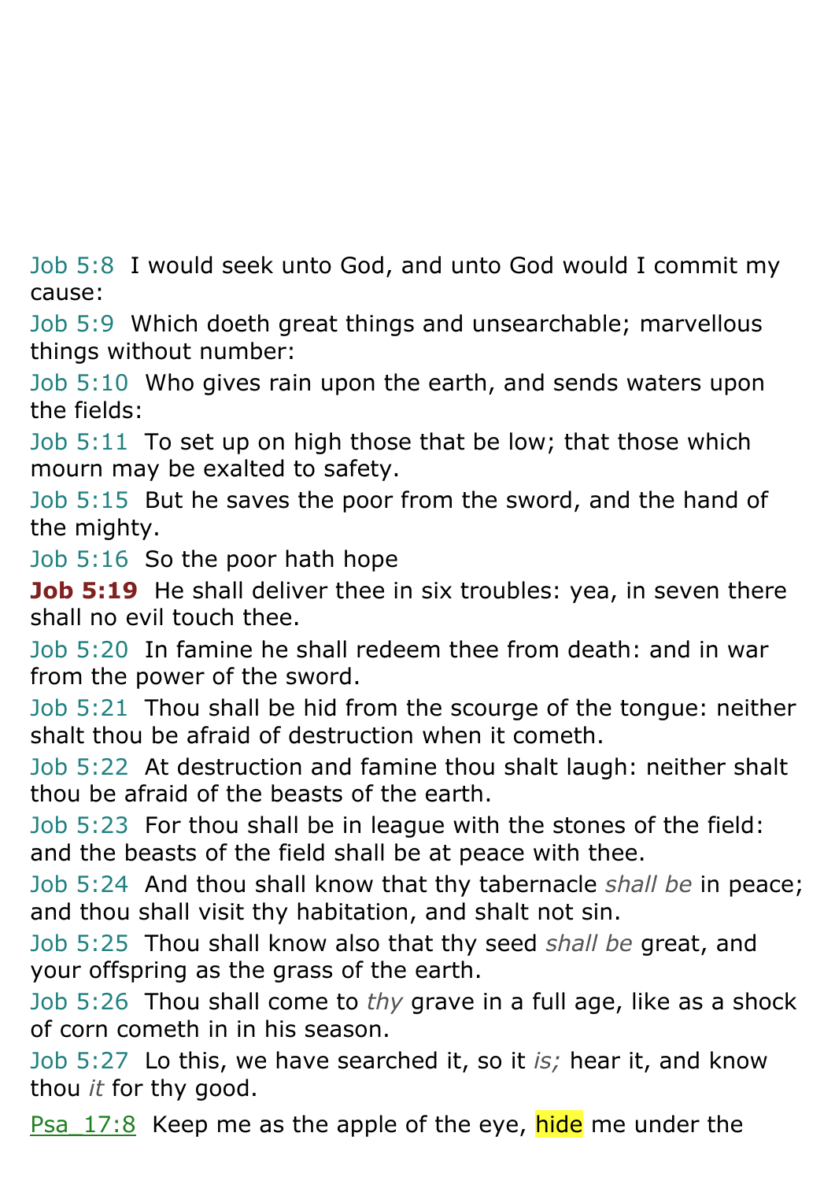Job 5:8  I would seek unto God, and unto God would I commit my cause:

Job 5:9  Which doeth great things and unsearchable; marvellous things without number:

Job 5:10  Who gives rain upon the earth, and sends waters upon the fields:

Job 5:11  To set up on high those that be low; that those which mourn may be exalted to safety.

Job 5:15  But he saves the poor from the sword, and the hand of the mighty.

Job 5:16  So the poor hath hope

**Job 5:19**  He shall deliver thee in six troubles: yea, in seven there shall no evil touch thee.

Job 5:20  In famine he shall redeem thee from death: and in war from the power of the sword.

Job 5:21  Thou shall be hid from the scourge of the tongue: neither shalt thou be afraid of destruction when it cometh.

Job 5:22  At destruction and famine thou shalt laugh: neither shalt thou be afraid of the beasts of the earth.

Job 5:23  For thou shall be in league with the stones of the field: and the beasts of the field shall be at peace with thee.

Job 5:24  And thou shall know that thy tabernacle *shall be* in peace; and thou shall visit thy habitation, and shalt not sin.

Job 5:25  Thou shall know also that thy seed *shall be* great, and your offspring as the grass of the earth.

Job 5:26  Thou shall come to *thy* grave in a full age, like as a shock of corn cometh in in his season.

Job 5:27  Lo this, we have searched it, so it *is;* hear it, and know thou *it* for thy good.

Psa_17:8  Keep me as the apple of the eye, hide me under the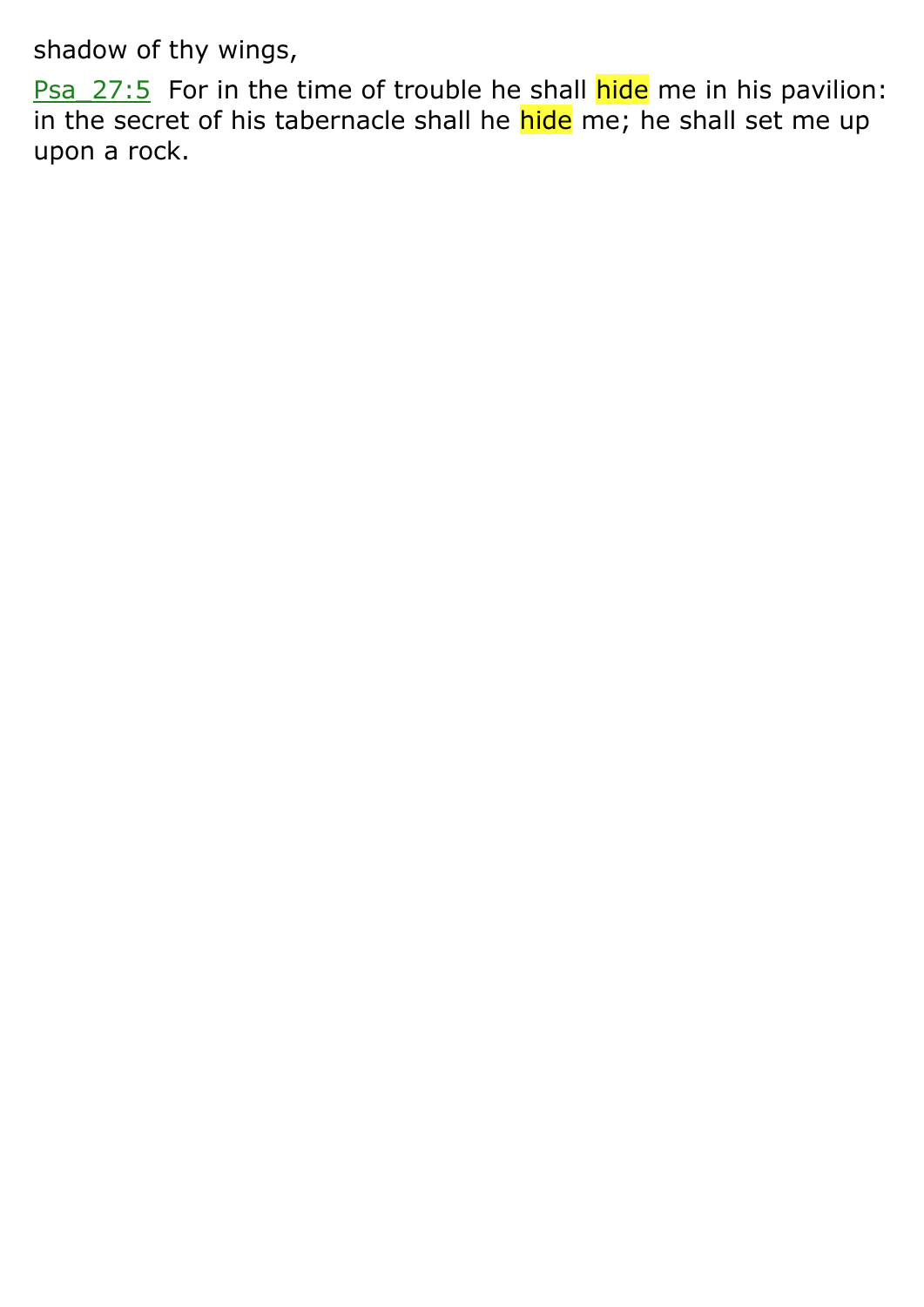shadow of thy wings,

Psa_27:5 For in the time of trouble he shall hide me in his pavilion: in the secret of his tabernacle shall he hide me; he shall set me up upon a rock.